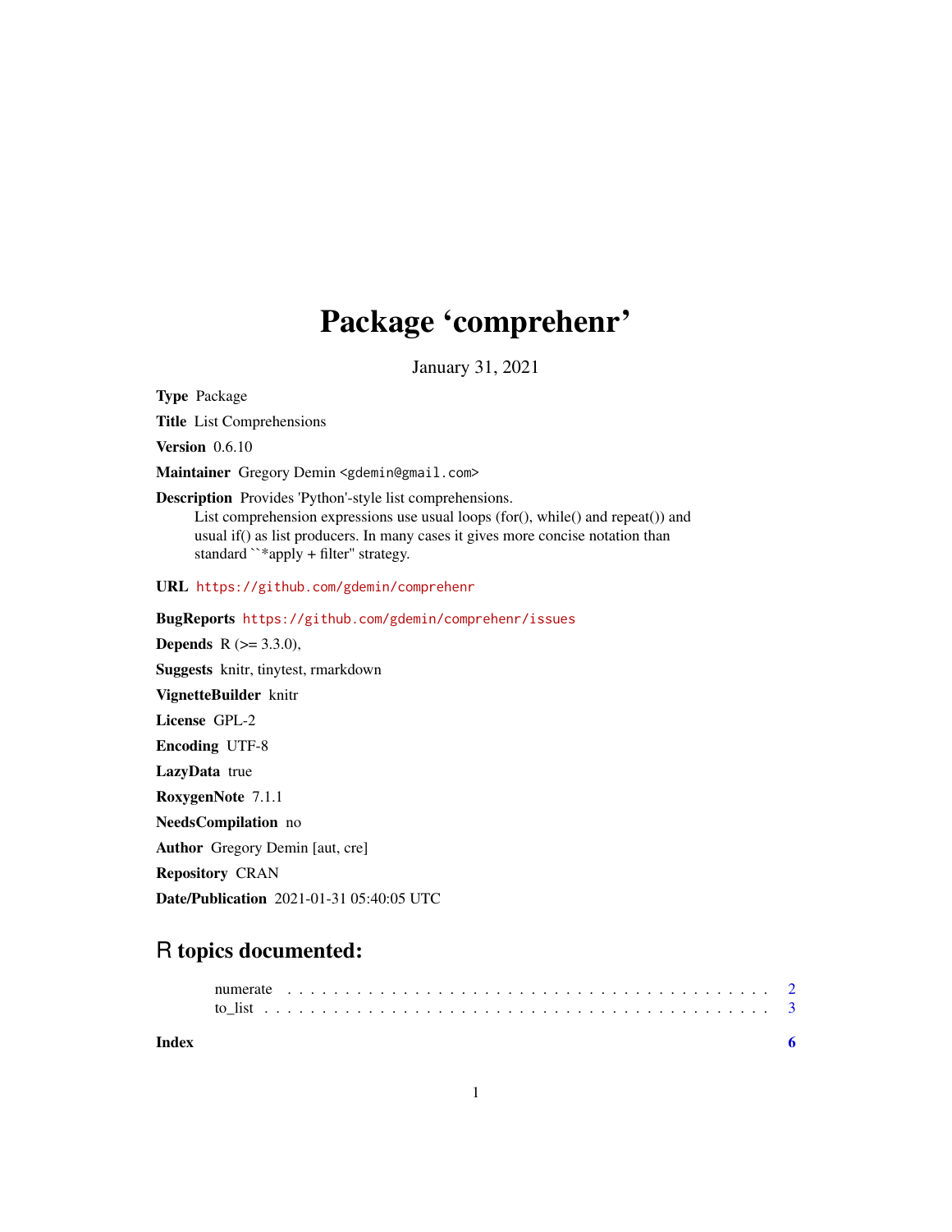# Package 'comprehenr'

January 31, 2021

**Type** Package

**Title** List Comprehensions

**Version** 0.6.10

**Maintainer** Gregory Demin <gdemin@gmail.com>

**Description** Provides 'Python'-style list comprehensions.
List comprehension expressions use usual loops (for(), while() and repeat()) and usual if() as list producers. In many cases it gives more concise notation than standard ``*apply + filter'' strategy.

**URL** https://github.com/gdemin/comprehenr

**BugReports** https://github.com/gdemin/comprehenr/issues

**Depends** R (>= 3.3.0),

**Suggests** knitr, tinytest, rmarkdown

**VignetteBuilder** knitr

**License** GPL-2

**Encoding** UTF-8

**LazyData** true

**RoxygenNote** 7.1.1

**NeedsCompilation** no

**Author** Gregory Demin [aut, cre]

**Repository** CRAN

**Date/Publication** 2021-01-31 05:40:05 UTC

## R topics documented:

numerate . . . . . . . . . . . . . . . . . . . . . . . . . . . . . . . . . . . . . . . 2
to_list . . . . . . . . . . . . . . . . . . . . . . . . . . . . . . . . . . . . . . . . . 3

**Index** 6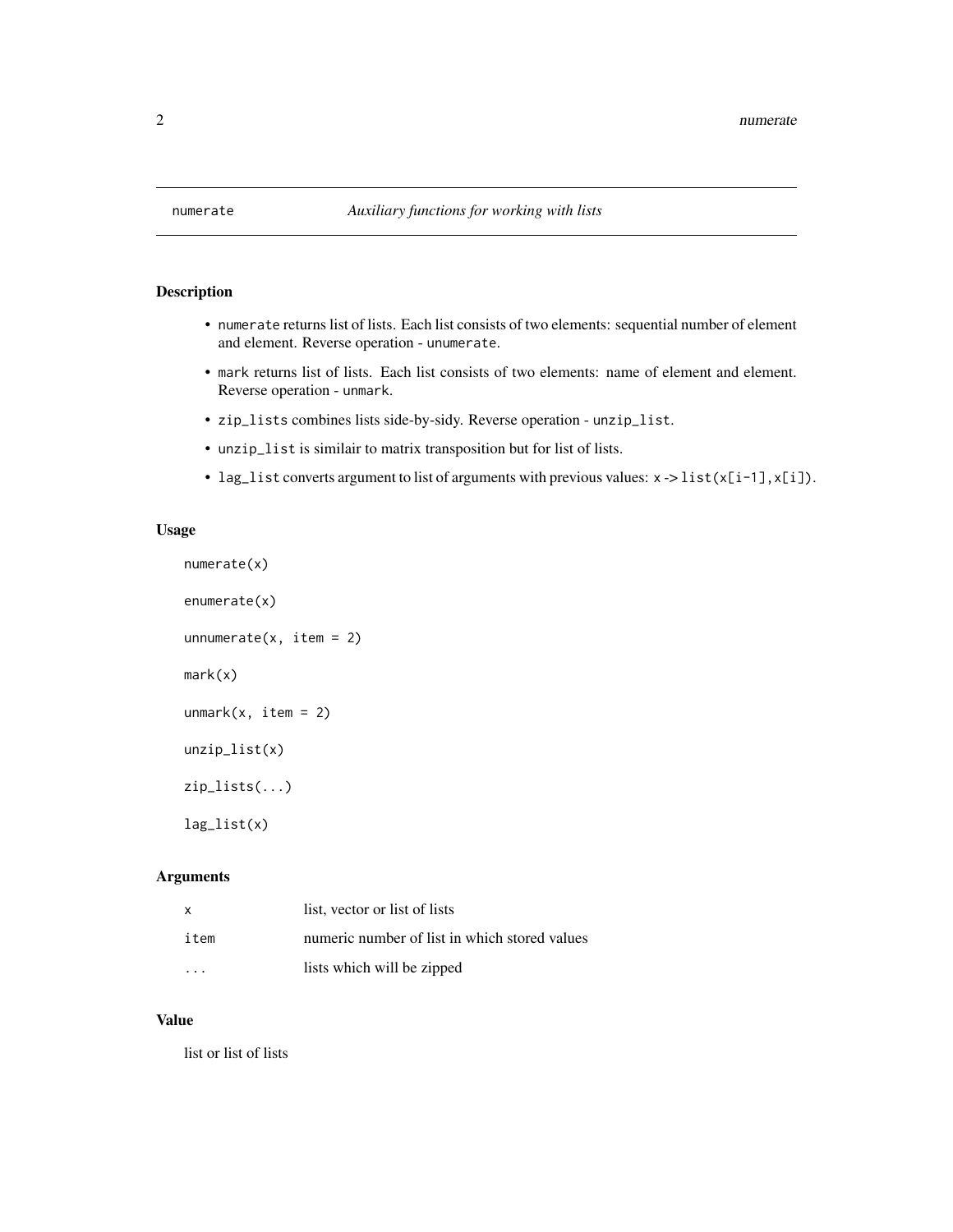## numerate — *Auxiliary functions for working with lists*

### Description

- `numerate` returns list of lists. Each list consists of two elements: sequential number of element and element. Reverse operation - `unumerate`.
- `mark` returns list of lists. Each list consists of two elements: name of element and element. Reverse operation - `unmark`.
- `zip_lists` combines lists side-by-sidy. Reverse operation - `unzip_list`.
- `unzip_list` is similair to matrix transposition but for list of lists.
- `lag_list` converts argument to list of arguments with previous values: `x` -> `list(x[i-1],x[i])`.

### Usage

```
numerate(x)

enumerate(x)

unnumerate(x, item = 2)

mark(x)

unmark(x, item = 2)

unzip_list(x)

zip_lists(...)

lag_list(x)
```

### Arguments

| | |
|---|---|
| `x` | list, vector or list of lists |
| `item` | numeric number of list in which stored values |
| `...` | lists which will be zipped |

### Value

list or list of lists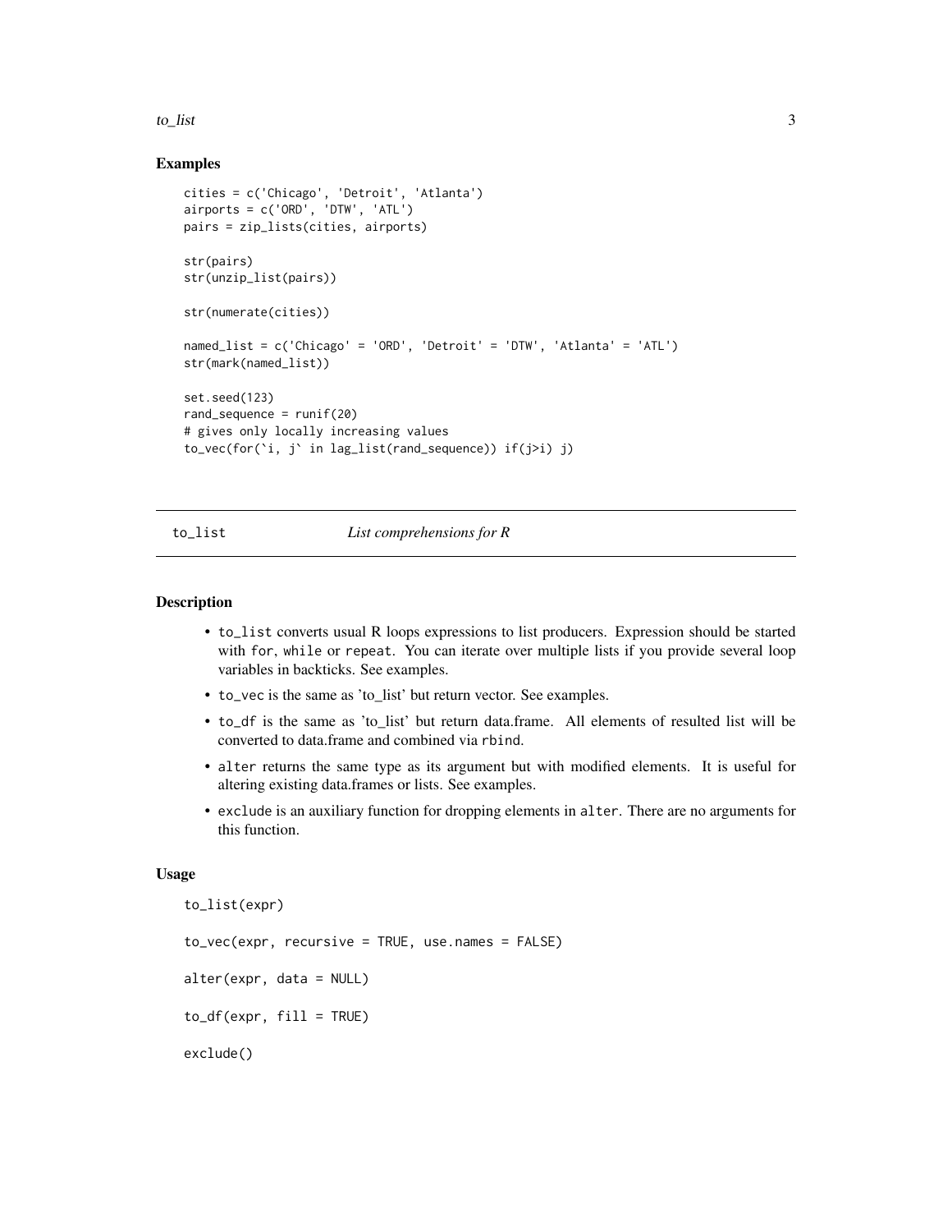### Examples

```
cities = c('Chicago', 'Detroit', 'Atlanta')
airports = c('ORD', 'DTW', 'ATL')
pairs = zip_lists(cities, airports)

str(pairs)
str(unzip_list(pairs))

str(numerate(cities))

named_list = c('Chicago' = 'ORD', 'Detroit' = 'DTW', 'Atlanta' = 'ATL')
str(mark(named_list))

set.seed(123)
rand_sequence = runif(20)
# gives only locally increasing values
to_vec(for(`i, j` in lag_list(rand_sequence)) if(j>i) j)
```

---

## to_list *List comprehensions for R*

---

### Description

- `to_list` converts usual R loops expressions to list producers. Expression should be started with `for`, `while` or `repeat`. You can iterate over multiple lists if you provide several loop variables in backticks. See examples.
- `to_vec` is the same as 'to_list' but return vector. See examples.
- `to_df` is the same as 'to_list' but return data.frame. All elements of resulted list will be converted to data.frame and combined via `rbind`.
- `alter` returns the same type as its argument but with modified elements. It is useful for altering existing data.frames or lists. See examples.
- `exclude` is an auxiliary function for dropping elements in `alter`. There are no arguments for this function.

### Usage

```
to_list(expr)

to_vec(expr, recursive = TRUE, use.names = FALSE)

alter(expr, data = NULL)

to_df(expr, fill = TRUE)

exclude()
```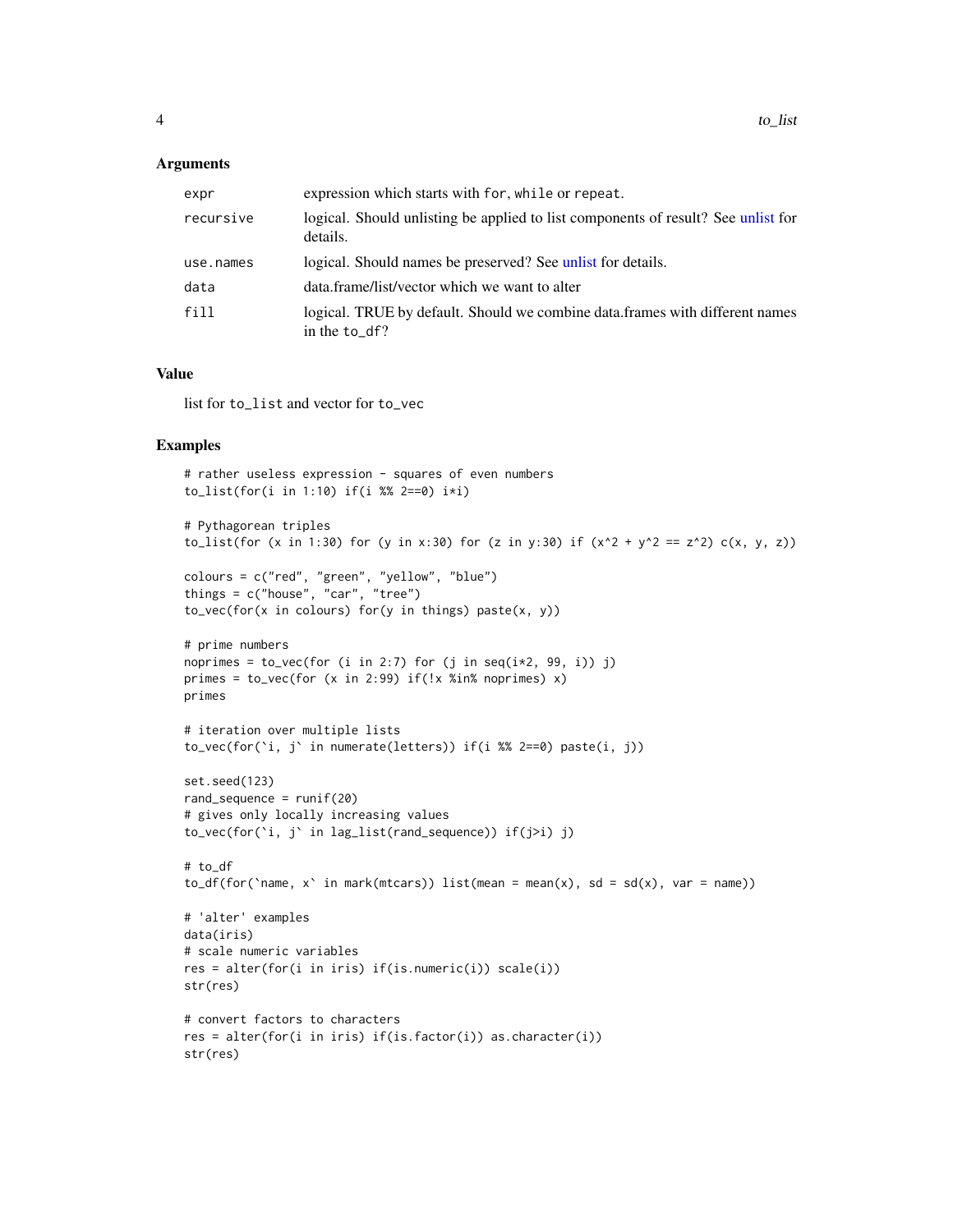## Arguments

| | |
|---|---|
| `expr` | expression which starts with `for`, `while` or `repeat`. |
| `recursive` | logical. Should unlisting be applied to list components of result? See unlist for details. |
| `use.names` | logical. Should names be preserved? See unlist for details. |
| `data` | data.frame/list/vector which we want to alter |
| `fill` | logical. TRUE by default. Should we combine data.frames with different names in the `to_df`? |

## Value

list for `to_list` and vector for `to_vec`

## Examples

```
# rather useless expression - squares of even numbers
to_list(for(i in 1:10) if(i %% 2==0) i*i)

# Pythagorean triples
to_list(for (x in 1:30) for (y in x:30) for (z in y:30) if (x^2 + y^2 == z^2) c(x, y, z))

colours = c("red", "green", "yellow", "blue")
things = c("house", "car", "tree")
to_vec(for(x in colours) for(y in things) paste(x, y))

# prime numbers
noprimes = to_vec(for (i in 2:7) for (j in seq(i*2, 99, i)) j)
primes = to_vec(for (x in 2:99) if(!x %in% noprimes) x)
primes

# iteration over multiple lists
to_vec(for(`i, j` in numerate(letters)) if(i %% 2==0) paste(i, j))

set.seed(123)
rand_sequence = runif(20)
# gives only locally increasing values
to_vec(for(`i, j` in lag_list(rand_sequence)) if(j>i) j)

# to_df
to_df(for(`name, x` in mark(mtcars)) list(mean = mean(x), sd = sd(x), var = name))

# 'alter' examples
data(iris)
# scale numeric variables
res = alter(for(i in iris) if(is.numeric(i)) scale(i))
str(res)

# convert factors to characters
res = alter(for(i in iris) if(is.factor(i)) as.character(i))
str(res)
```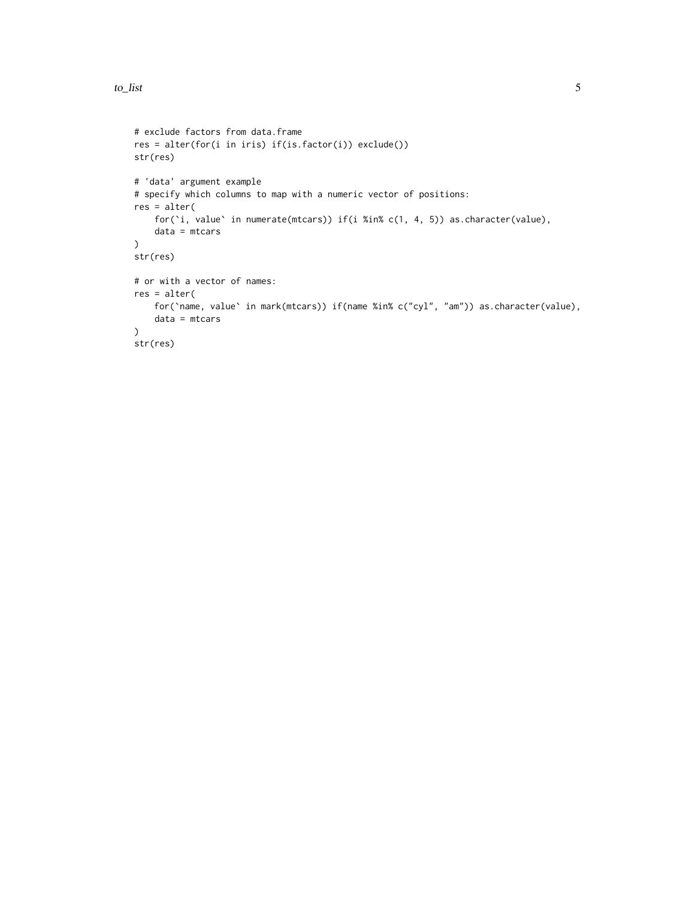```
# exclude factors from data.frame
res = alter(for(i in iris) if(is.factor(i)) exclude())
str(res)

# 'data' argument example
# specify which columns to map with a numeric vector of positions:
res = alter(
    for(`i, value` in numerate(mtcars)) if(i %in% c(1, 4, 5)) as.character(value),
    data = mtcars
)
str(res)

# or with a vector of names:
res = alter(
    for(`name, value` in mark(mtcars)) if(name %in% c("cyl", "am")) as.character(value),
    data = mtcars
)
str(res)
```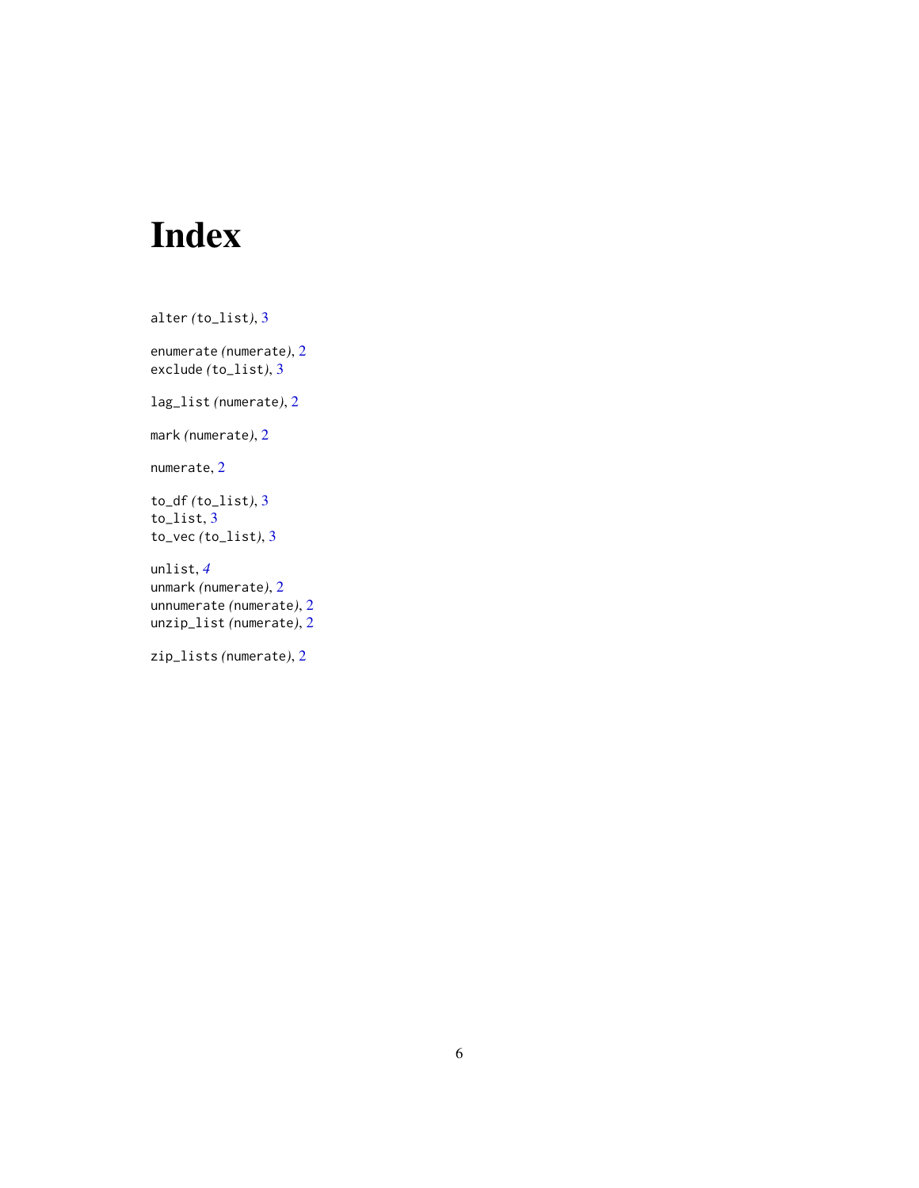# Index

alter (to_list), 3

enumerate (numerate), 2
exclude (to_list), 3

lag_list (numerate), 2

mark (numerate), 2

numerate, 2

to_df (to_list), 3
to_list, 3
to_vec (to_list), 3

unlist, *4*
unmark (numerate), 2
unnumerate (numerate), 2
unzip_list (numerate), 2

zip_lists (numerate), 2